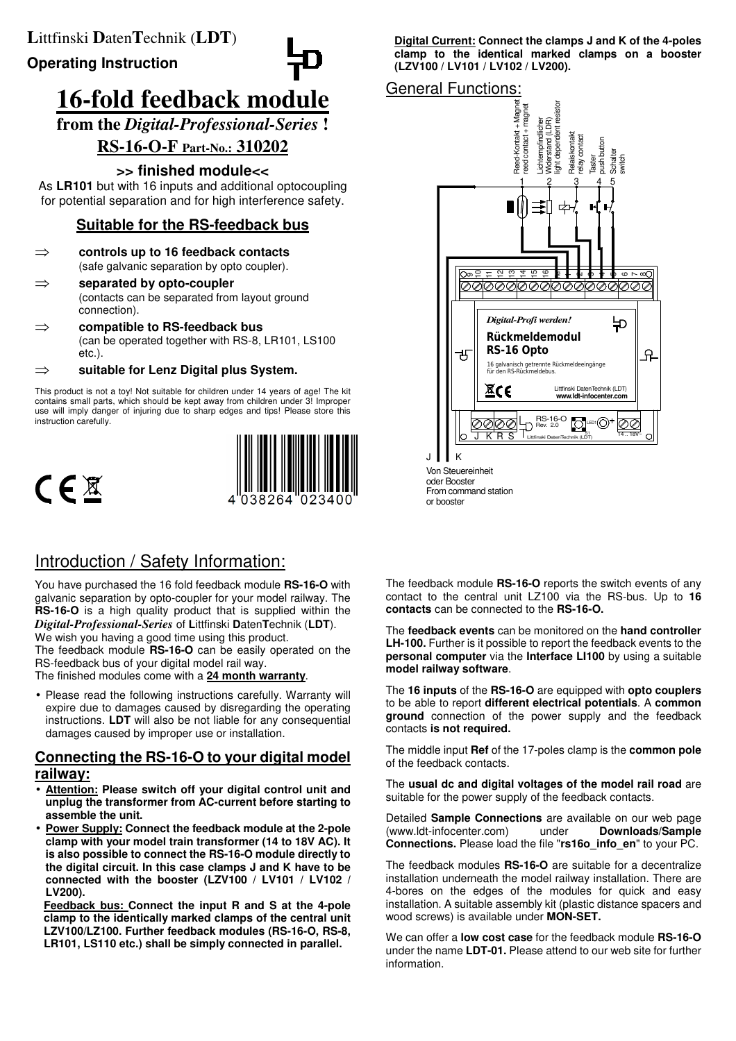**L**ittfinski **D**aten**T**echnik (**LDT**)

**Operating Instruction**

# 16-fold feedback module

## from the *Digital-Professional-Series* !

## RS-16-O-F Part-No.: 310202

### >> finished module<<

As **LR101** but with 16 inputs and additional optocoupling for potential separation and for high interference safety.

### Suitable for the RS-feedback bus

⇒ **controls up to 16 feedback contacts** (safe galvanic separation by opto coupler).

⇒ **separated by opto-coupler** (contacts can be separated from layout ground connection).

⇒ **compatible to RS-feedback bus** (can be operated together with RS-8, LR101, LS100 etc.).

⇒ **suitable for Lenz Digital plus System.**

This product is not a toy! Not suitable for children under 14 years of age! The kit contains small parts, which should be kept away from children under 3! Improper use will imply danger of injuring due to sharp edges and tips! Please store this instruction carefully.

4 038264 023400

**Digital Current: Connect the clamps J and K of the 4-poles clamp to the identical marked clamps on a booster (LZV100 / LV101 / LV102 / LV200).**

## General Functions:

Reed-Kontakt + Magnet / reed contact + magnet (1); Lichtempfindlicher Widerstand (LDR) / light dependent resistor (2); Relaiskontakt / relay contact (3); Taster / push button (4); Schalter / switch (5)

Digital-Profi werden! Rückmeldemodul RS-16 Opto — 16 galvanisch getrennte Rückmeldeeingänge für den RS-Rückmeldebus. Littfinski DatenTechnik (LDT) www.ldt-infocenter.com

J K R S — RS-16-O Rev. 2.0 — LED1 — S1 — 14 .. 18V~

J K — Von Steuereinheit oder Booster / From command station or booster

## Introduction / Safety Information:

You have purchased the 16 fold feedback module **RS-16-O** with galvanic separation by opto-coupler for your model railway. The **RS-16-O** is a high quality product that is supplied within the *Digital-Professional-Series* of **L**ittfinski **D**aten**T**echnik (**LDT**). We wish you having a good time using this product.

The feedback module **RS-16-O** can be easily operated on the RS-feedback bus of your digital model rail way.

The finished modules come with a **24 month warranty**.

- Please read the following instructions carefully. Warranty will expire due to damages caused by disregarding the operating instructions. **LDT** will also be not liable for any consequential damages caused by improper use or installation.

### Connecting the RS-16-O to your digital model railway:

- **Attention: Please switch off your digital control unit and unplug the transformer from AC-current before starting to assemble the unit.**
- **Power Supply: Connect the feedback module at the 2-pole clamp with your model train transformer (14 to 18V AC). It is also possible to connect the RS-16-O module directly to the digital circuit. In this case clamps J and K have to be connected with the booster (LZV100 / LV101 / LV102 / LV200).**

  **Feedback bus: Connect the input R and S at the 4-pole clamp to the identically marked clamps of the central unit LZV100/LZ100. Further feedback modules (RS-16-O, RS-8, LR101, LS110 etc.) shall be simply connected in parallel.**

The feedback module **RS-16-O** reports the switch events of any contact to the central unit LZ100 via the RS-bus. Up to **16 contacts** can be connected to the **RS-16-O.**

The **feedback events** can be monitored on the **hand controller LH-100.** Further is it possible to report the feedback events to the **personal computer** via the **Interface LI100** by using a suitable **model railway software**.

The **16 inputs** of the **RS-16-O** are equipped with **opto couplers** to be able to report **different electrical potentials**. A **common ground** connection of the power supply and the feedback contacts **is not required.**

The middle input **Ref** of the 17-poles clamp is the **common pole** of the feedback contacts.

The **usual dc and digital voltages of the model rail road** are suitable for the power supply of the feedback contacts.

Detailed **Sample Connections** are available on our web page (www.ldt-infocenter.com) under **Downloads**/**Sample Connections.** Please load the file "**rs16o_info_en**" to your PC.

The feedback modules **RS-16-O** are suitable for a decentralize installation underneath the model railway installation. There are 4-bores on the edges of the modules for quick and easy installation. A suitable assembly kit (plastic distance spacers and wood screws) is available under **MON-SET.**

We can offer a **low cost case** for the feedback module **RS-16-O** under the name **LDT-01.** Please attend to our web site for further information.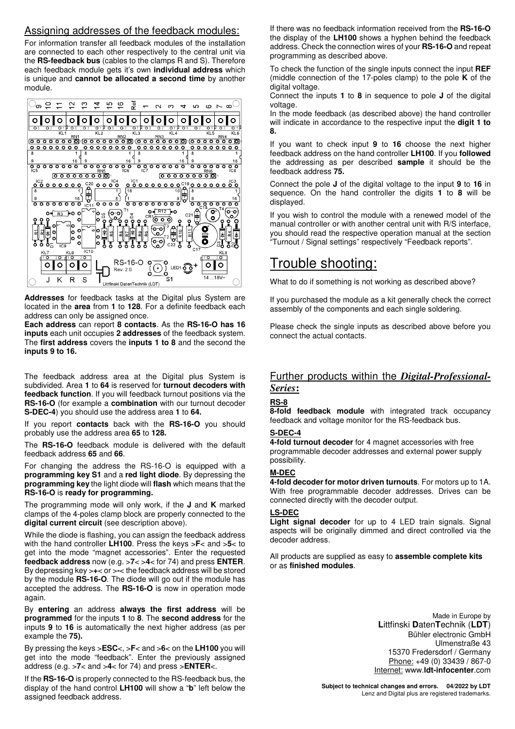## Assigning addresses of the feedback modules:

For information transfer all feedback modules of the installation are connected to each other respectively to the central unit via the **RS-feedback bus** (cables to the clamps R and S). Therefore each feedback module gets it's own **individual address** which is unique and **cannot be allocated a second time** by another module.

9 10 11 12 13 14 15 16 Ref 1 2 3 4 5 6 7 8

KL1 KL2 KL3 KL4 KL5 KL6

RN1 RN2 RN3 RN4

IC5 RN5 IC6 IC7 RN6 IC8

IC2 C20 IC4 IC1 C19 IC3

IC11 C18 T4

R3 U5 T1 D4 CR1 R12 C21

R1 R2 IC9 IC10 R5 R6 R7 R8 R9 R10 R11 T3 T2 C22 C17 R4 D3

KL7 KL9 KL8

RS-16-O Rev. 2.0 LED1

J K R S S1 14 ...18V~

Littfinski DatenTechnik (LDT)

**Addresses** for feedback tasks at the Digital plus System are located in the **area** from **1** to **128**. For a definite feedback each address can only be assigned once.

**Each address** can report **8 contacts**. As the **RS-16-O has 16 inputs** each unit occupies **2 addresses** of the feedback system. The **first address** covers the **inputs 1 to 8** and the second the **inputs 9 to 16.**

The feedback address area at the Digital plus System is subdivided. Area **1** to **64** is reserved for **turnout decoders with feedback function**. If you will feedback turnout positions via the **RS-16-O** (for example a **combination** with our turnout decoder **S-DEC-4**) you should use the address area **1** to **64.**

If you report **contacts** back with the **RS-16-O** you should probably use the address area **65** to **128.**

The **RS-16-O** feedback module is delivered with the default feedback address **65** and **66**.

For changing the address the RS-16-O is equipped with a **programming key S1** and a **red light diode**. By depressing the **programming key** the light diode will **flash** which means that the **RS-16-O** is **ready for programming.**

The programming mode will only work, if the **J** and **K** marked clamps of the 4-poles clamp block are properly connected to the **digital current circuit** (see description above).

While the diode is flashing, you can assign the feedback address with the hand controller **LH100**. Press the keys >**F**< and >**5**< to get into the mode "magnet accessories". Enter the requested **feedback address** now (e.g. >**7**< >**4**< for 74) and press **ENTER**. By depressing key >**+**< or >**-**< the feedback address will be stored by the module **RS-16-O**. The diode will go out if the module has accepted the address. The **RS-16-O** is now in operation mode again.

By **entering** an address **always the first address** will be **programmed** for the inputs **1** to **8**. The **second address** for the inputs **9** to **16** is automatically the next higher address (as per example the **75).**

By pressing the keys >**ESC**<, >**F**< and >**6**< on the **LH100** you will get into the mode "feedback". Enter the previously assigned address (e.g. >**7**< and >**4**< for 74) and press >**ENTER**<.

If the **RS-16-O** is properly connected to the RS-feedback bus, the display of the hand control **LH100** will show a "**b**" left below the assigned feedback address.

If there was no feedback information received from the **RS-16-O** the display of the **LH100** shows a hyphen behind the feedback address. Check the connection wires of your **RS-16-O** and repeat programming as described above.

To check the function of the single inputs connect the input **REF** (middle connection of the 17-poles clamp) to the pole **K** of the digital voltage.

Connect the inputs **1** to **8** in sequence to pole **J** of the digital voltage.

In the mode feedback (as described above) the hand controller will indicate in accordance to the respective input the **digit 1 to 8.**

If you want to check input **9** to **16** choose the next higher feedback address on the hand controller **LH100**. If you **followed** the addressing as per described **sample** it should be the feedback address **75.**

Connect the pole **J** of the digital voltage to the input **9** to **16** in sequence. On the hand controller the digits **1** to **8** will be displayed.

If you wish to control the module with a renewed model of the manual controller or with another central unit with R/S interface, you should read the respective operation manual at the section "Turnout / Signal settings" respectively "Feedback reports".

# Trouble shooting:

What to do if something is not working as described above?

If you purchased the module as a kit generally check the correct assembly of the components and each single soldering.

Please check the single inputs as described above before you connect the actual contacts.

## Further products within the ***Digital-Professional-Series*:**

**RS-8**

**8-fold feedback module** with integrated track occupancy feedback and voltage monitor for the RS-feedback bus.

**S-DEC-4**

**4-fold turnout decoder** for 4 magnet accessories with free programmable decoder addresses and external power supply possibility.

**M-DEC**

**4-fold decoder for motor driven turnouts**. For motors up to 1A. With free programmable decoder addresses. Drives can be connected directly with the decoder output.

**LS-DEC**

**Light signal decoder** for up to 4 LED train signals. Signal aspects will be originally dimmed and direct controlled via the decoder address.

All products are supplied as easy to **assemble complete kits** or as **finished modules**.

Made in Europe by
**L**ittfinski **D**aten**T**echnik (**LDT**)
Bühler electronic GmbH
Ulmenstraße 43
15370 Fredersdorf / Germany
Phone: +49 (0) 33439 / 867-0
Internet: www.**ldt-infocenter**.com

**Subject to technical changes and errors. 04/2022 by LDT**
Lenz and Digital plus are registered trademarks.